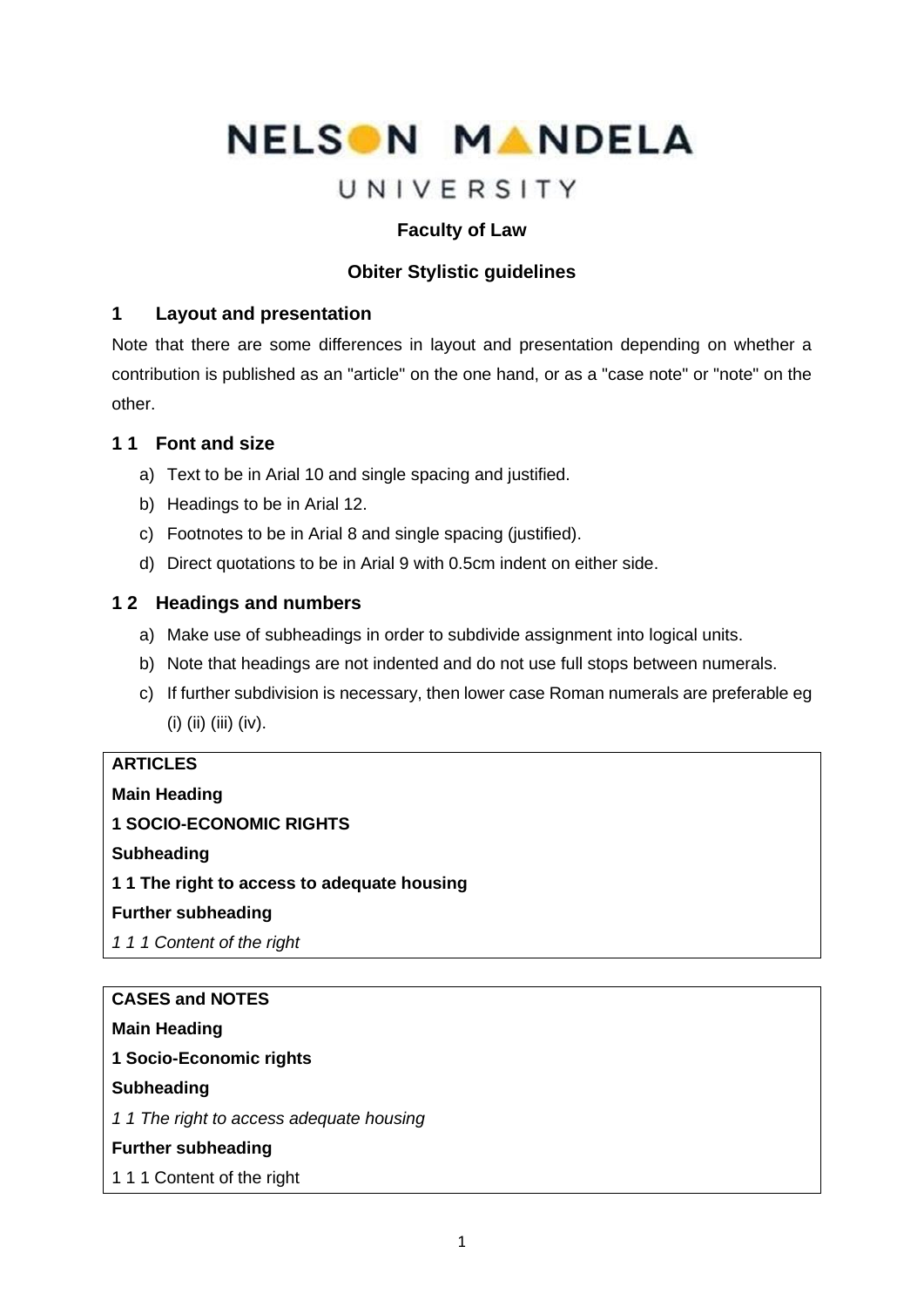# NELSON MANDELA UNIVERSITY

**Faculty of Law**

**Obiter Stylistic guidelines**

## 1 Layout and presentation

Note that there are some differences in layout and presentation depending on whether a contribution is published as an "article" on the one hand, or as a "case note" or "note" on the other.

### 1 1 Font and size

a) Text to be in Arial 10 and single spacing and justified.
b) Headings to be in Arial 12.
c) Footnotes to be in Arial 8 and single spacing (justified).
d) Direct quotations to be in Arial 9 with 0.5cm indent on either side.

### 1 2 Headings and numbers

a) Make use of subheadings in order to subdivide assignment into logical units.
b) Note that headings are not indented and do not use full stops between numerals.
c) If further subdivision is necessary, then lower case Roman numerals are preferable eg (i) (ii) (iii) (iv).

| **ARTICLES** |
|---|
| **Main Heading** |
| **1 SOCIO-ECONOMIC RIGHTS** |
| **Subheading** |
| **1 1 The right to access to adequate housing** |
| **Further subheading** |
| *1 1 1 Content of the right* |

| **CASES and NOTES** |
|---|
| **Main Heading** |
| **1 Socio-Economic rights** |
| **Subheading** |
| *1 1 The right to access adequate housing* |
| **Further subheading** |
| 1 1 1 Content of the right |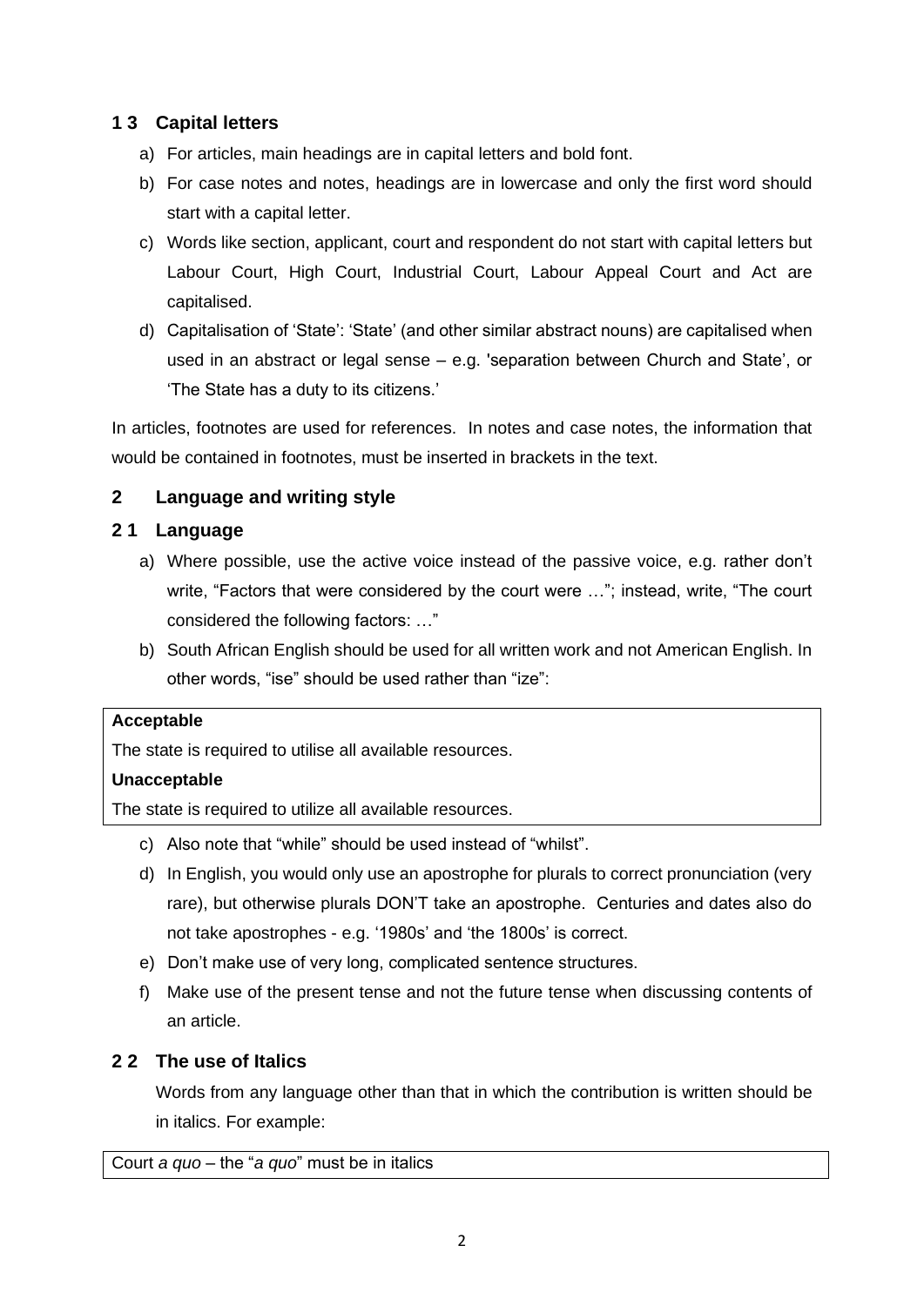### 1 3 Capital letters

a) For articles, main headings are in capital letters and bold font.

b) For case notes and notes, headings are in lowercase and only the first word should start with a capital letter.

c) Words like section, applicant, court and respondent do not start with capital letters but Labour Court, High Court, Industrial Court, Labour Appeal Court and Act are capitalised.

d) Capitalisation of 'State': 'State' (and other similar abstract nouns) are capitalised when used in an abstract or legal sense – e.g. 'separation between Church and State', or 'The State has a duty to its citizens.'

In articles, footnotes are used for references. In notes and case notes, the information that would be contained in footnotes, must be inserted in brackets in the text.

## 2 Language and writing style

### 2 1 Language

a) Where possible, use the active voice instead of the passive voice, e.g. rather don't write, "Factors that were considered by the court were …"; instead, write, "The court considered the following factors: …"

b) South African English should be used for all written work and not American English. In other words, "ise" should be used rather than "ize":

| **Acceptable** |
| --- |
| The state is required to utilise all available resources. |
| **Unacceptable** |
| The state is required to utilize all available resources. |

c) Also note that "while" should be used instead of "whilst".

d) In English, you would only use an apostrophe for plurals to correct pronunciation (very rare), but otherwise plurals DON'T take an apostrophe. Centuries and dates also do not take apostrophes - e.g. '1980s' and 'the 1800s' is correct.

e) Don't make use of very long, complicated sentence structures.

f) Make use of the present tense and not the future tense when discussing contents of an article.

### 2 2 The use of Italics

Words from any language other than that in which the contribution is written should be in italics. For example:

| Court *a quo* – the "*a quo*" must be in italics |
| --- |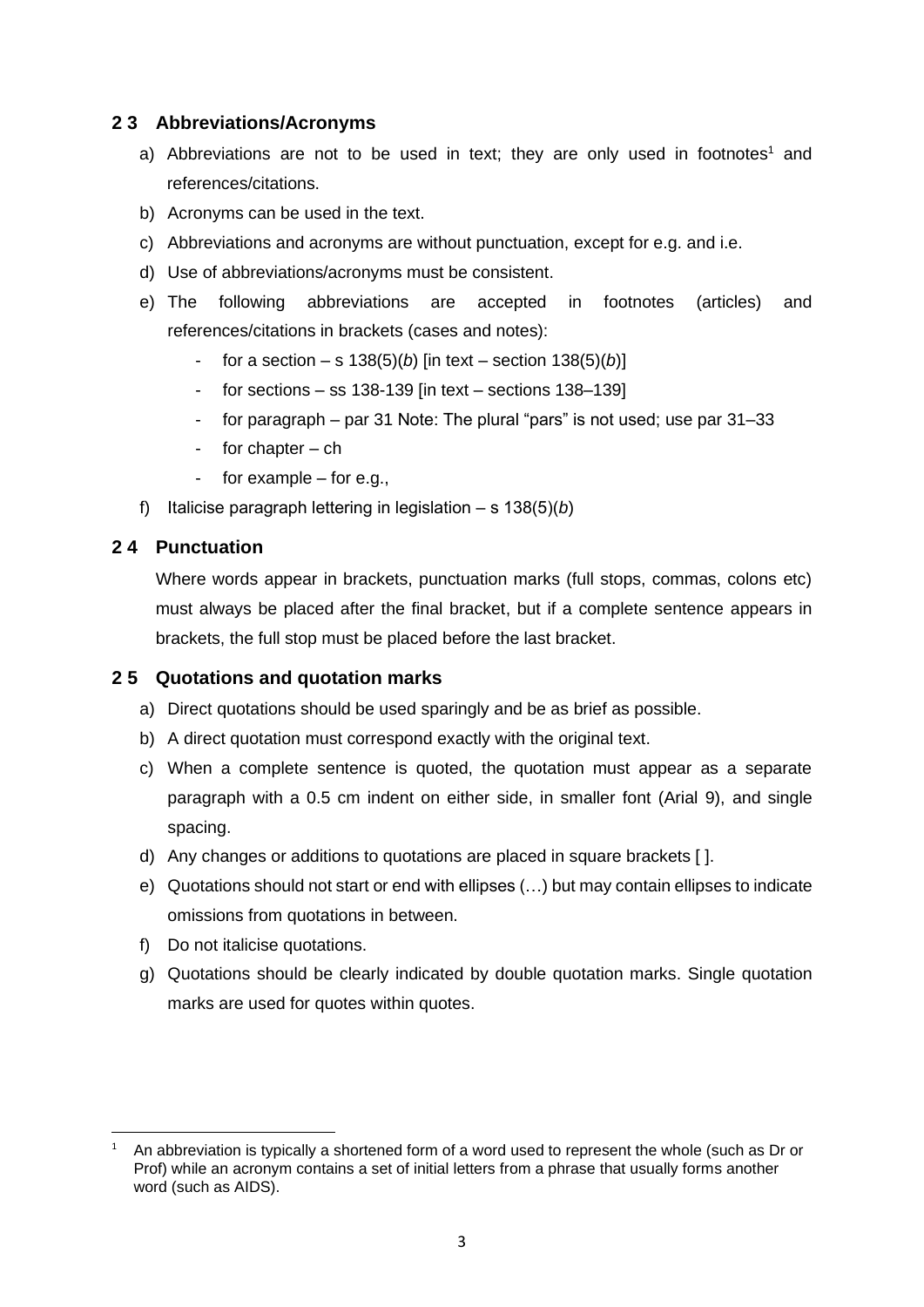## 2 3 Abbreviations/Acronyms

a) Abbreviations are not to be used in text; they are only used in footnotes[1] and references/citations.

b) Acronyms can be used in the text.

c) Abbreviations and acronyms are without punctuation, except for e.g. and i.e.

d) Use of abbreviations/acronyms must be consistent.

e) The following abbreviations are accepted in footnotes (articles) and references/citations in brackets (cases and notes):

- for a section – s 138(5)(*b*) [in text – section 138(5)(*b*)]
- for sections – ss 138-139 [in text – sections 138–139]
- for paragraph – par 31 Note: The plural "pars" is not used; use par 31–33
- for chapter – ch
- for example – for e.g.,

f) Italicise paragraph lettering in legislation – s 138(5)(*b*)

## 2 4 Punctuation

Where words appear in brackets, punctuation marks (full stops, commas, colons etc) must always be placed after the final bracket, but if a complete sentence appears in brackets, the full stop must be placed before the last bracket.

## 2 5 Quotations and quotation marks

a) Direct quotations should be used sparingly and be as brief as possible.

b) A direct quotation must correspond exactly with the original text.

c) When a complete sentence is quoted, the quotation must appear as a separate paragraph with a 0.5 cm indent on either side, in smaller font (Arial 9), and single spacing.

d) Any changes or additions to quotations are placed in square brackets [ ].

e) Quotations should not start or end with ellipses (…) but may contain ellipses to indicate omissions from quotations in between.

f) Do not italicise quotations.

g) Quotations should be clearly indicated by double quotation marks. Single quotation marks are used for quotes within quotes.

---

[1] An abbreviation is typically a shortened form of a word used to represent the whole (such as Dr or Prof) while an acronym contains a set of initial letters from a phrase that usually forms another word (such as AIDS).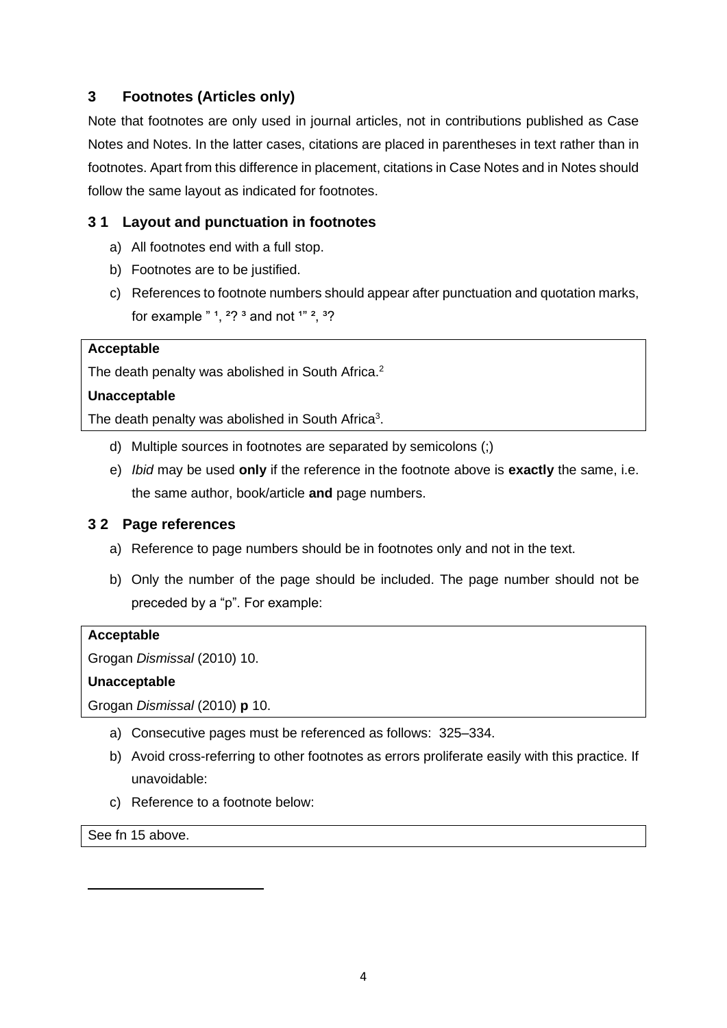## 3 Footnotes (Articles only)

Note that footnotes are only used in journal articles, not in contributions published as Case Notes and Notes. In the latter cases, citations are placed in parentheses in text rather than in footnotes. Apart from this difference in placement, citations in Case Notes and in Notes should follow the same layout as indicated for footnotes.

### 3 1 Layout and punctuation in footnotes

a) All footnotes end with a full stop.
b) Footnotes are to be justified.
c) References to footnote numbers should appear after punctuation and quotation marks, for example " [1], [2]? [3] and not [1]" [2], [3]?

| **Acceptable** |
|---|
| The death penalty was abolished in South Africa.[2] |
| **Unacceptable** |
| The death penalty was abolished in South Africa[3]. |

d) Multiple sources in footnotes are separated by semicolons (;)
e) *Ibid* may be used **only** if the reference in the footnote above is **exactly** the same, i.e. the same author, book/article **and** page numbers.

### 3 2 Page references

a) Reference to page numbers should be in footnotes only and not in the text.
b) Only the number of the page should be included. The page number should not be preceded by a "p". For example:

| **Acceptable** |
|---|
| Grogan *Dismissal* (2010) 10. |
| **Unacceptable** |
| Grogan *Dismissal* (2010) **p** 10. |

a) Consecutive pages must be referenced as follows: 325–334.
b) Avoid cross-referring to other footnotes as errors proliferate easily with this practice. If unavoidable:
c) Reference to a footnote below:

| See fn 15 above. |
|---|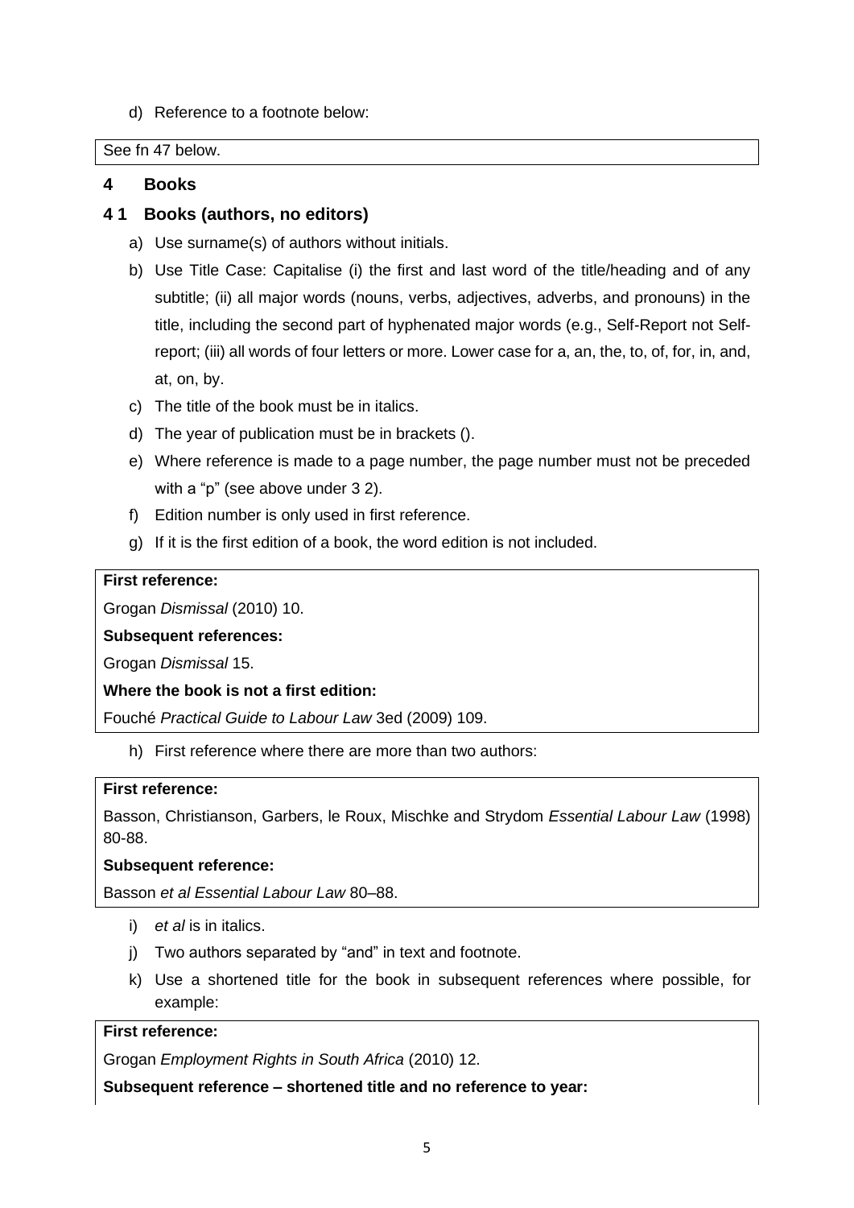d) Reference to a footnote below:

| See fn 47 below. |
|---|

## 4 Books

### 4 1 Books (authors, no editors)

a) Use surname(s) of authors without initials.

b) Use Title Case: Capitalise (i) the first and last word of the title/heading and of any subtitle; (ii) all major words (nouns, verbs, adjectives, adverbs, and pronouns) in the title, including the second part of hyphenated major words (e.g., Self-Report not Self-report; (iii) all words of four letters or more. Lower case for a, an, the, to, of, for, in, and, at, on, by.

c) The title of the book must be in italics.

d) The year of publication must be in brackets ().

e) Where reference is made to a page number, the page number must not be preceded with a "p" (see above under 3 2).

f) Edition number is only used in first reference.

g) If it is the first edition of a book, the word edition is not included.

**First reference:**

Grogan *Dismissal* (2010) 10.

**Subsequent references:**

Grogan *Dismissal* 15.

**Where the book is not a first edition:**

Fouché *Practical Guide to Labour Law* 3ed (2009) 109.

h) First reference where there are more than two authors:

**First reference:**

Basson, Christianson, Garbers, le Roux, Mischke and Strydom *Essential Labour Law* (1998) 80-88.

**Subsequent reference:**

Basson *et al Essential Labour Law* 80–88.

i) *et al* is in italics.

j) Two authors separated by "and" in text and footnote.

k) Use a shortened title for the book in subsequent references where possible, for example:

**First reference:**

Grogan *Employment Rights in South Africa* (2010) 12.

**Subsequent reference – shortened title and no reference to year:**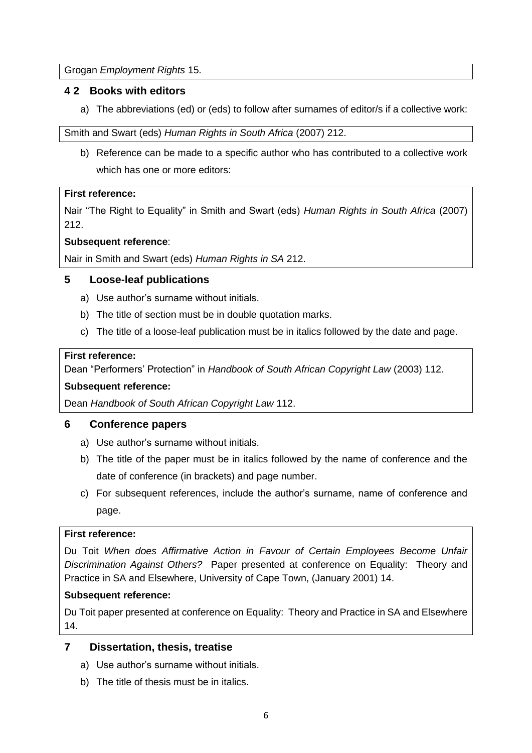Grogan *Employment Rights* 15.

### 4 2 Books with editors

a) The abbreviations (ed) or (eds) to follow after surnames of editor/s if a collective work:

Smith and Swart (eds) *Human Rights in South Africa* (2007) 212.

b) Reference can be made to a specific author who has contributed to a collective work which has one or more editors:

**First reference:**

Nair "The Right to Equality" in Smith and Swart (eds) *Human Rights in South Africa* (2007) 212.

**Subsequent reference**:

Nair in Smith and Swart (eds) *Human Rights in SA* 212.

## 5 Loose-leaf publications

a) Use author's surname without initials.
b) The title of section must be in double quotation marks.
c) The title of a loose-leaf publication must be in italics followed by the date and page.

**First reference:**

Dean "Performers' Protection" in *Handbook of South African Copyright Law* (2003) 112.

**Subsequent reference:**

Dean *Handbook of South African Copyright Law* 112.

## 6 Conference papers

a) Use author's surname without initials.
b) The title of the paper must be in italics followed by the name of conference and the date of conference (in brackets) and page number.
c) For subsequent references, include the author's surname, name of conference and page.

**First reference:**

Du Toit *When does Affirmative Action in Favour of Certain Employees Become Unfair Discrimination Against Others?* Paper presented at conference on Equality: Theory and Practice in SA and Elsewhere, University of Cape Town, (January 2001) 14.

**Subsequent reference:**

Du Toit paper presented at conference on Equality: Theory and Practice in SA and Elsewhere 14.

## 7 Dissertation, thesis, treatise

a) Use author's surname without initials.
b) The title of thesis must be in italics.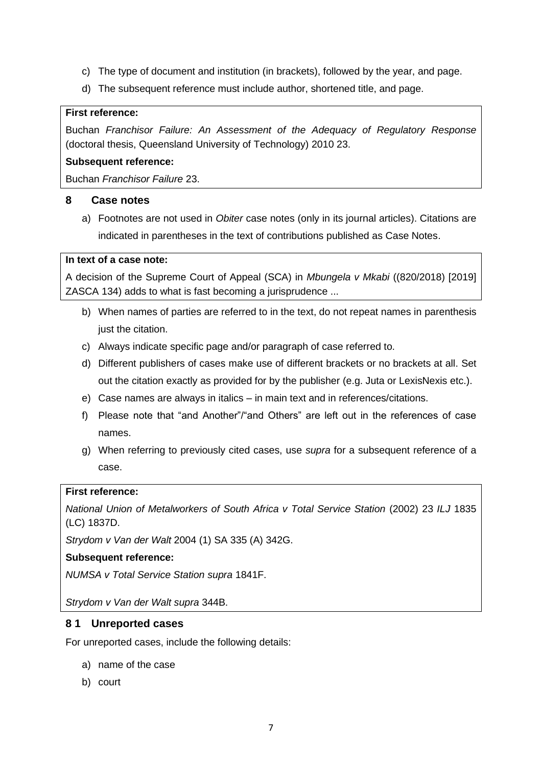c) The type of document and institution (in brackets), followed by the year, and page.

d) The subsequent reference must include author, shortened title, and page.

**First reference:**

Buchan *Franchisor Failure: An Assessment of the Adequacy of Regulatory Response* (doctoral thesis, Queensland University of Technology) 2010 23.

**Subsequent reference:**

Buchan *Franchisor Failure* 23.

## 8 Case notes

a) Footnotes are not used in *Obiter* case notes (only in its journal articles). Citations are indicated in parentheses in the text of contributions published as Case Notes.

**In text of a case note:**

A decision of the Supreme Court of Appeal (SCA) in *Mbungela v Mkabi* ((820/2018) [2019] ZASCA 134) adds to what is fast becoming a jurisprudence ...

b) When names of parties are referred to in the text, do not repeat names in parenthesis just the citation.

c) Always indicate specific page and/or paragraph of case referred to.

d) Different publishers of cases make use of different brackets or no brackets at all. Set out the citation exactly as provided for by the publisher (e.g. Juta or LexisNexis etc.).

e) Case names are always in italics – in main text and in references/citations.

f) Please note that "and Another"/"and Others" are left out in the references of case names.

g) When referring to previously cited cases, use *supra* for a subsequent reference of a case.

**First reference:**

*National Union of Metalworkers of South Africa v Total Service Station* (2002) 23 *ILJ* 1835 (LC) 1837D.

*Strydom v Van der Walt* 2004 (1) SA 335 (A) 342G.

**Subsequent reference:**

*NUMSA v Total Service Station supra* 1841F.

*Strydom v Van der Walt supra* 344B.

### 8 1 Unreported cases

For unreported cases, include the following details:

a) name of the case

b) court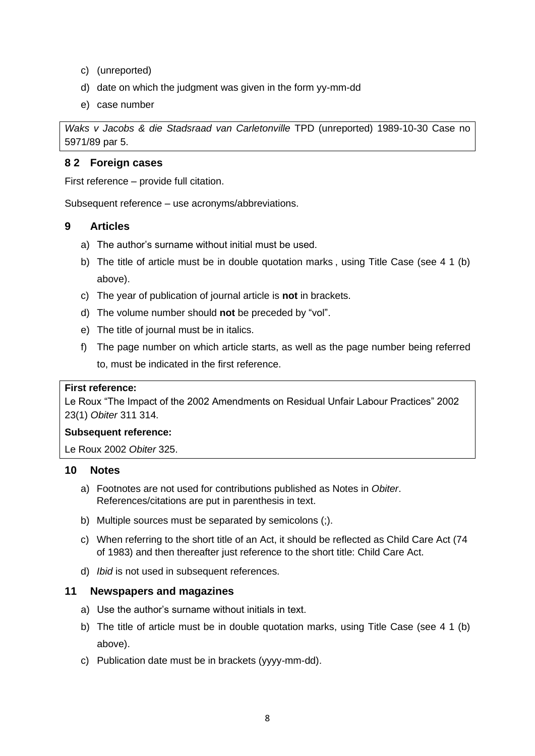c) (unreported)

d) date on which the judgment was given in the form yy-mm-dd

e) case number

> *Waks v Jacobs & die Stadsraad van Carletonville* TPD (unreported) 1989-10-30 Case no 5971/89 par 5.

## 8 2 Foreign cases

First reference – provide full citation.

Subsequent reference – use acronyms/abbreviations.

## 9 Articles

a) The author's surname without initial must be used.

b) The title of article must be in double quotation marks , using Title Case (see 4 1 (b) above).

c) The year of publication of journal article is **not** in brackets.

d) The volume number should **not** be preceded by "vol".

e) The title of journal must be in italics.

f) The page number on which article starts, as well as the page number being referred to, must be indicated in the first reference.

> **First reference:**
>
> Le Roux "The Impact of the 2002 Amendments on Residual Unfair Labour Practices" 2002 23(1) *Obiter* 311 314.
>
> **Subsequent reference:**
>
> Le Roux 2002 *Obiter* 325.

## 10 Notes

a) Footnotes are not used for contributions published as Notes in *Obiter*. References/citations are put in parenthesis in text.

b) Multiple sources must be separated by semicolons (;).

c) When referring to the short title of an Act, it should be reflected as Child Care Act (74 of 1983) and then thereafter just reference to the short title: Child Care Act.

d) *Ibid* is not used in subsequent references.

## 11 Newspapers and magazines

a) Use the author's surname without initials in text.

b) The title of article must be in double quotation marks, using Title Case (see 4 1 (b) above).

c) Publication date must be in brackets (yyyy-mm-dd).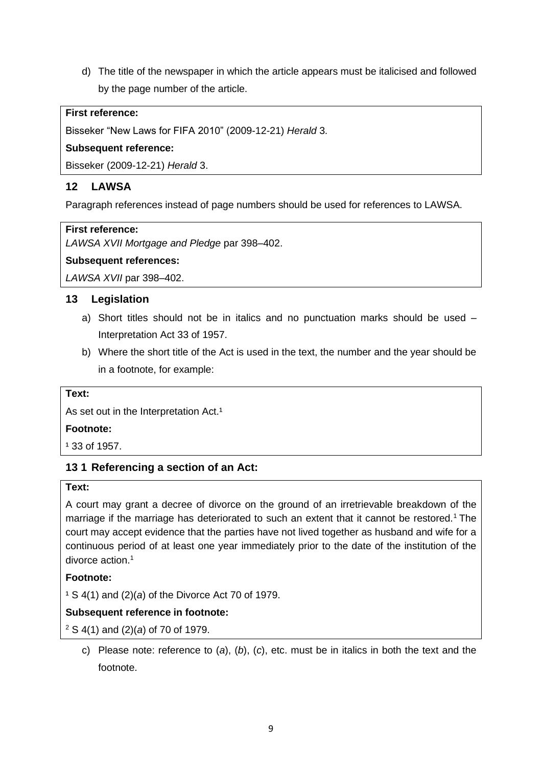d) The title of the newspaper in which the article appears must be italicised and followed by the page number of the article.

**First reference:**

Bisseker "New Laws for FIFA 2010" (2009-12-21) *Herald* 3.

**Subsequent reference:**

Bisseker (2009-12-21) *Herald* 3.

## 12 LAWSA

Paragraph references instead of page numbers should be used for references to LAWSA.

**First reference:**

*LAWSA XVII Mortgage and Pledge* par 398–402.

**Subsequent references:**

*LAWSA XVII* par 398–402.

## 13 Legislation

a) Short titles should not be in italics and no punctuation marks should be used – Interpretation Act 33 of 1957.

b) Where the short title of the Act is used in the text, the number and the year should be in a footnote, for example:

**Text:**

As set out in the Interpretation Act.[1]

**Footnote:**

[1] 33 of 1957.

### 13 1 Referencing a section of an Act:

**Text:**

A court may grant a decree of divorce on the ground of an irretrievable breakdown of the marriage if the marriage has deteriorated to such an extent that it cannot be restored.[1] The court may accept evidence that the parties have not lived together as husband and wife for a continuous period of at least one year immediately prior to the date of the institution of the divorce action.[1]

**Footnote:**

[1] S 4(1) and (2)(*a*) of the Divorce Act 70 of 1979.

**Subsequent reference in footnote:**

[2] S 4(1) and (2)(*a*) of 70 of 1979.

c) Please note: reference to (*a*), (*b*), (*c*), etc. must be in italics in both the text and the footnote.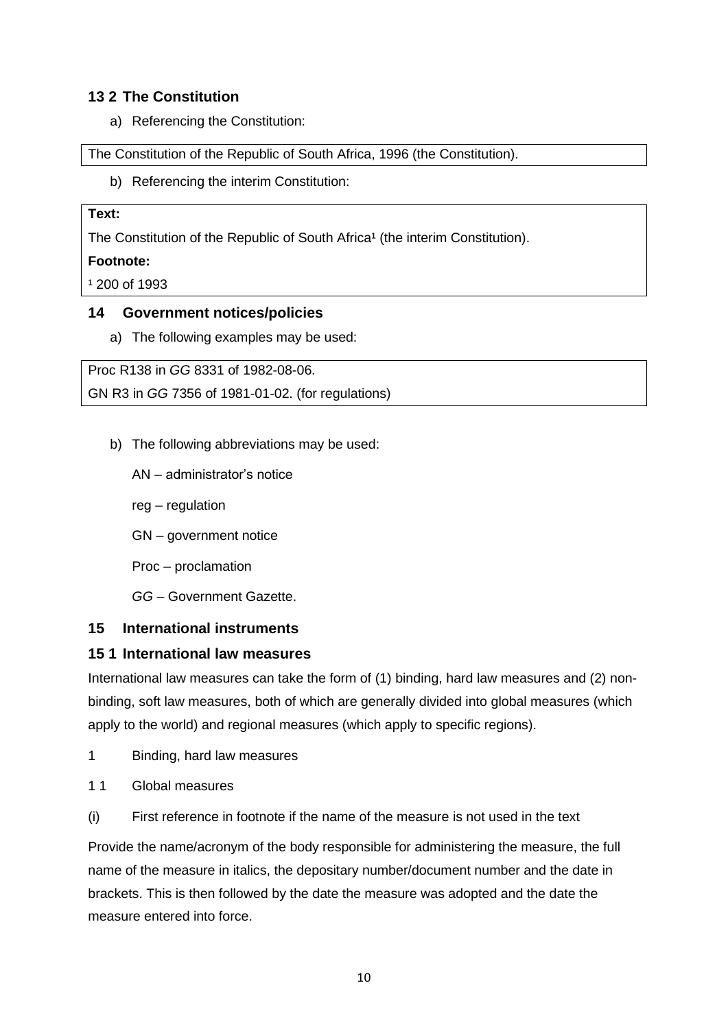### 13 2 The Constitution

a) Referencing the Constitution:

The Constitution of the Republic of South Africa, 1996 (the Constitution).

b) Referencing the interim Constitution:

**Text:**

The Constitution of the Republic of South Africa[1] (the interim Constitution).

**Footnote:**

[1] 200 of 1993

## 14 Government notices/policies

a) The following examples may be used:

Proc R138 in *GG* 8331 of 1982-08-06.

GN R3 in *GG* 7356 of 1981-01-02. (for regulations)

b) The following abbreviations may be used:

AN – administrator's notice

reg – regulation

GN – government notice

Proc – proclamation

*GG* – Government Gazette.

## 15 International instruments

### 15 1 International law measures

International law measures can take the form of (1) binding, hard law measures and (2) non-binding, soft law measures, both of which are generally divided into global measures (which apply to the world) and regional measures (which apply to specific regions).

1 Binding, hard law measures

1 1 Global measures

(i) First reference in footnote if the name of the measure is not used in the text

Provide the name/acronym of the body responsible for administering the measure, the full name of the measure in italics, the depositary number/document number and the date in brackets. This is then followed by the date the measure was adopted and the date the measure entered into force.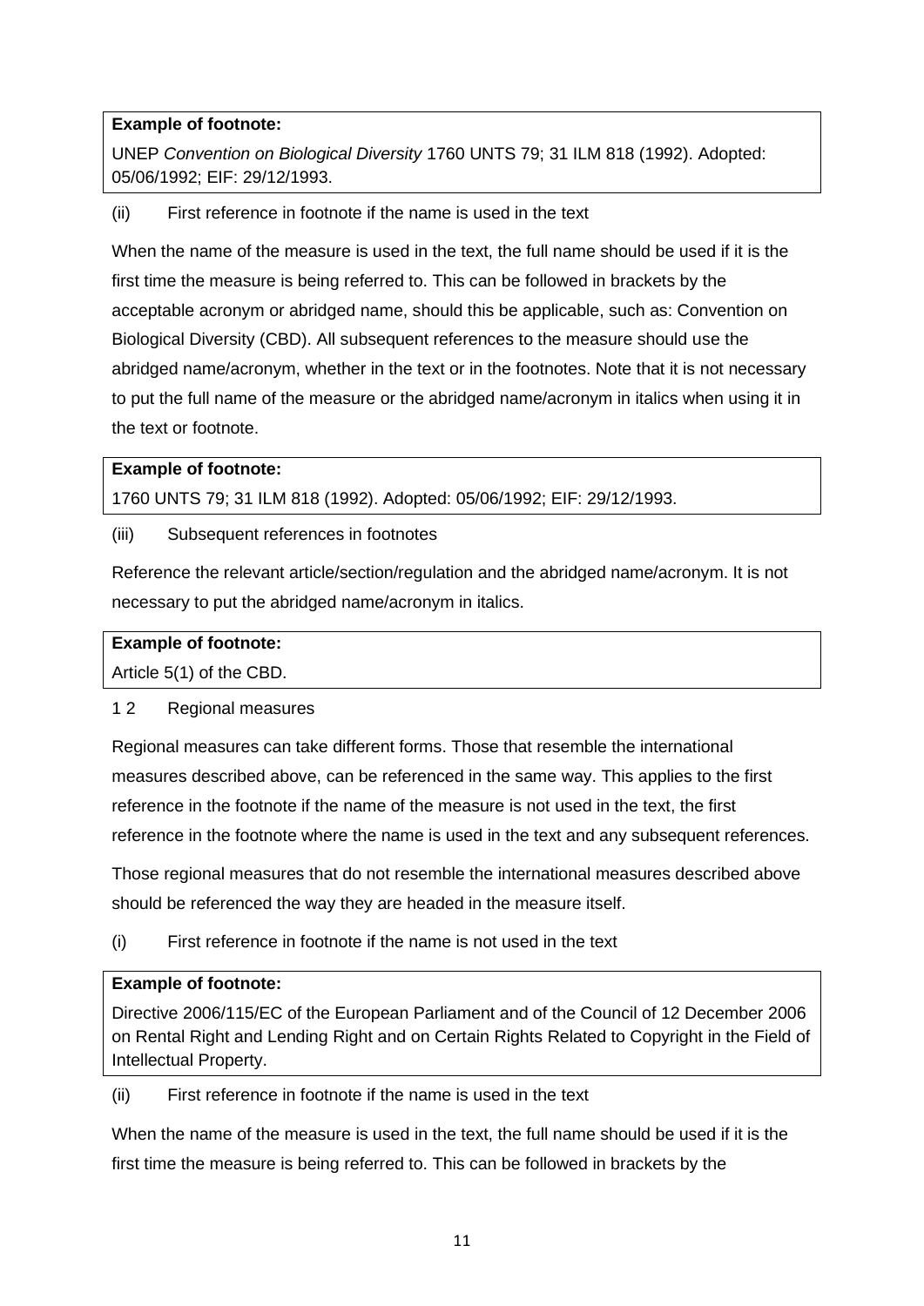**Example of footnote:**

UNEP *Convention on Biological Diversity* 1760 UNTS 79; 31 ILM 818 (1992). Adopted: 05/06/1992; EIF: 29/12/1993.

(ii) First reference in footnote if the name is used in the text

When the name of the measure is used in the text, the full name should be used if it is the first time the measure is being referred to. This can be followed in brackets by the acceptable acronym or abridged name, should this be applicable, such as: Convention on Biological Diversity (CBD). All subsequent references to the measure should use the abridged name/acronym, whether in the text or in the footnotes. Note that it is not necessary to put the full name of the measure or the abridged name/acronym in italics when using it in the text or footnote.

**Example of footnote:**

1760 UNTS 79; 31 ILM 818 (1992). Adopted: 05/06/1992; EIF: 29/12/1993.

(iii) Subsequent references in footnotes

Reference the relevant article/section/regulation and the abridged name/acronym. It is not necessary to put the abridged name/acronym in italics.

**Example of footnote:**

Article 5(1) of the CBD.

1 2 Regional measures

Regional measures can take different forms. Those that resemble the international measures described above, can be referenced in the same way. This applies to the first reference in the footnote if the name of the measure is not used in the text, the first reference in the footnote where the name is used in the text and any subsequent references.

Those regional measures that do not resemble the international measures described above should be referenced the way they are headed in the measure itself.

(i) First reference in footnote if the name is not used in the text

**Example of footnote:**

Directive 2006/115/EC of the European Parliament and of the Council of 12 December 2006 on Rental Right and Lending Right and on Certain Rights Related to Copyright in the Field of Intellectual Property.

(ii) First reference in footnote if the name is used in the text

When the name of the measure is used in the text, the full name should be used if it is the first time the measure is being referred to. This can be followed in brackets by the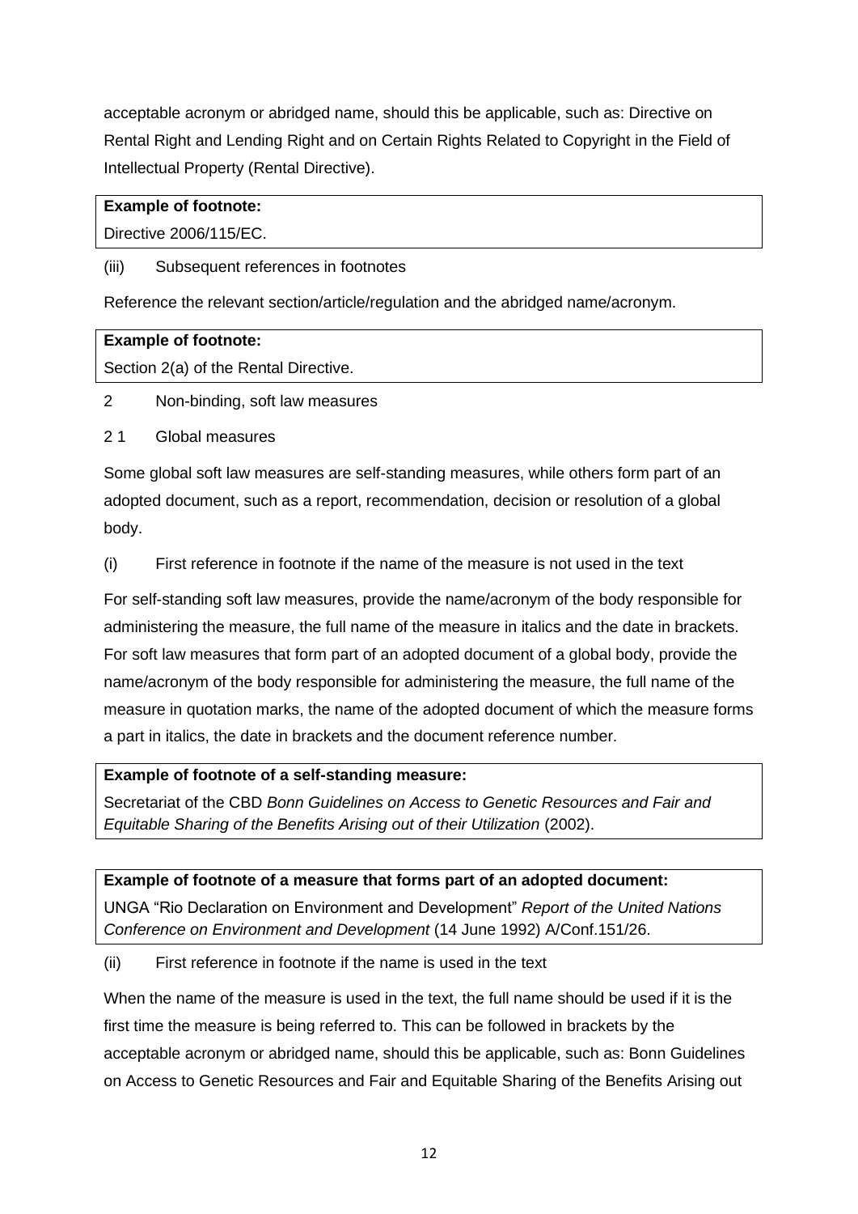acceptable acronym or abridged name, should this be applicable, such as: Directive on Rental Right and Lending Right and on Certain Rights Related to Copyright in the Field of Intellectual Property (Rental Directive).

| **Example of footnote:** |
| --- |
| Directive 2006/115/EC. |

(iii) Subsequent references in footnotes

Reference the relevant section/article/regulation and the abridged name/acronym.

| **Example of footnote:** |
| --- |
| Section 2(a) of the Rental Directive. |

## 2 Non-binding, soft law measures

### 2 1 Global measures

Some global soft law measures are self-standing measures, while others form part of an adopted document, such as a report, recommendation, decision or resolution of a global body.

(i) First reference in footnote if the name of the measure is not used in the text

For self-standing soft law measures, provide the name/acronym of the body responsible for administering the measure, the full name of the measure in italics and the date in brackets. For soft law measures that form part of an adopted document of a global body, provide the name/acronym of the body responsible for administering the measure, the full name of the measure in quotation marks, the name of the adopted document of which the measure forms a part in italics, the date in brackets and the document reference number.

| **Example of footnote of a self-standing measure:** |
| --- |
| Secretariat of the CBD *Bonn Guidelines on Access to Genetic Resources and Fair and Equitable Sharing of the Benefits Arising out of their Utilization* (2002). |

| **Example of footnote of a measure that forms part of an adopted document:** |
| --- |
| UNGA "Rio Declaration on Environment and Development" *Report of the United Nations Conference on Environment and Development* (14 June 1992) A/Conf.151/26. |

(ii) First reference in footnote if the name is used in the text

When the name of the measure is used in the text, the full name should be used if it is the first time the measure is being referred to. This can be followed in brackets by the acceptable acronym or abridged name, should this be applicable, such as: Bonn Guidelines on Access to Genetic Resources and Fair and Equitable Sharing of the Benefits Arising out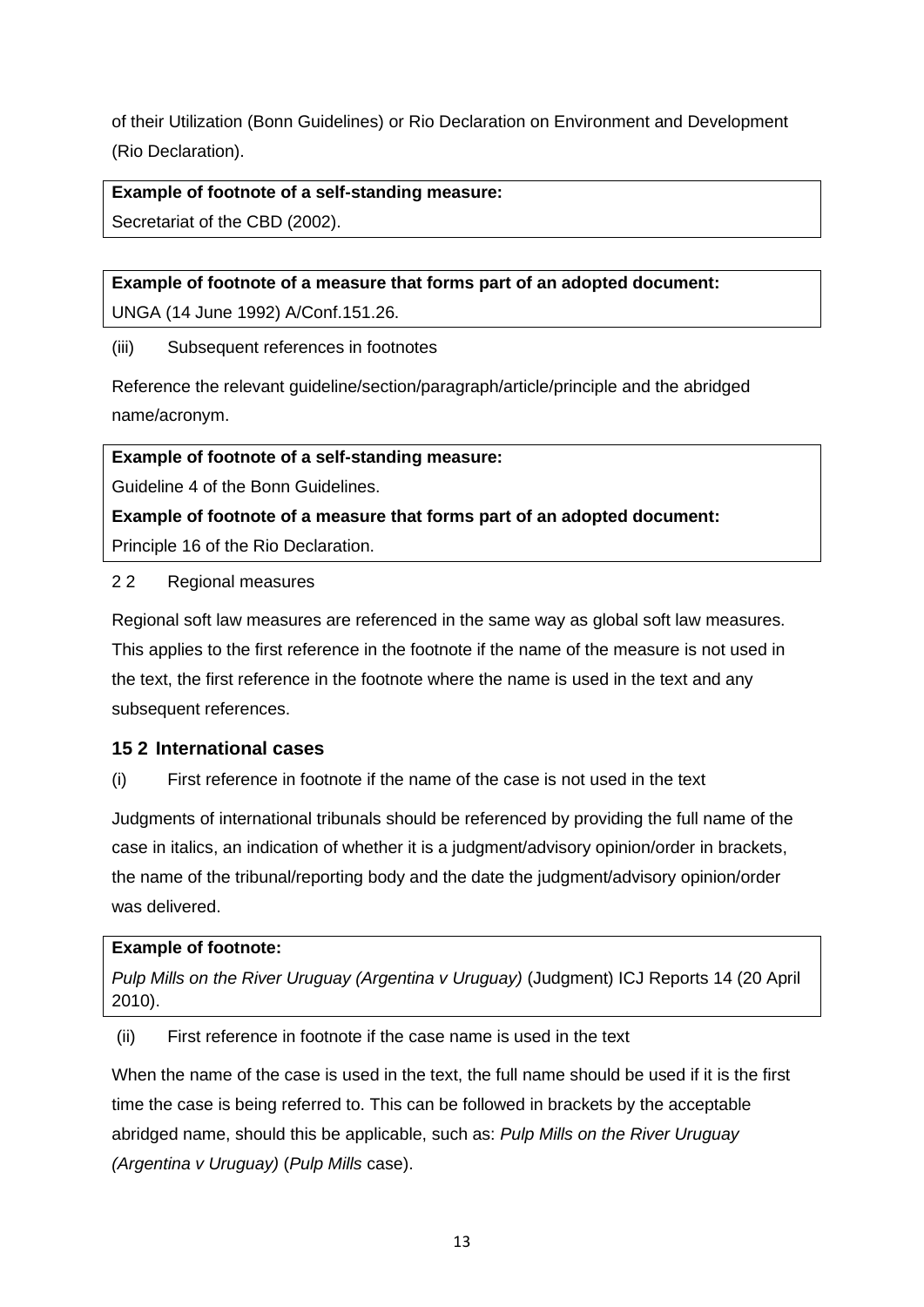of their Utilization (Bonn Guidelines) or Rio Declaration on Environment and Development (Rio Declaration).

**Example of footnote of a self-standing measure:**
Secretariat of the CBD (2002).

**Example of footnote of a measure that forms part of an adopted document:**
UNGA (14 June 1992) A/Conf.151.26.

(iii) Subsequent references in footnotes

Reference the relevant guideline/section/paragraph/article/principle and the abridged name/acronym.

**Example of footnote of a self-standing measure:**
Guideline 4 of the Bonn Guidelines.
**Example of footnote of a measure that forms part of an adopted document:**
Principle 16 of the Rio Declaration.

2 2 Regional measures

Regional soft law measures are referenced in the same way as global soft law measures. This applies to the first reference in the footnote if the name of the measure is not used in the text, the first reference in the footnote where the name is used in the text and any subsequent references.

### 15 2 International cases

(i) First reference in footnote if the name of the case is not used in the text

Judgments of international tribunals should be referenced by providing the full name of the case in italics, an indication of whether it is a judgment/advisory opinion/order in brackets, the name of the tribunal/reporting body and the date the judgment/advisory opinion/order was delivered.

**Example of footnote:**
*Pulp Mills on the River Uruguay (Argentina v Uruguay)* (Judgment) ICJ Reports 14 (20 April 2010).

(ii) First reference in footnote if the case name is used in the text

When the name of the case is used in the text, the full name should be used if it is the first time the case is being referred to. This can be followed in brackets by the acceptable abridged name, should this be applicable, such as: *Pulp Mills on the River Uruguay (Argentina v Uruguay)* (*Pulp Mills* case).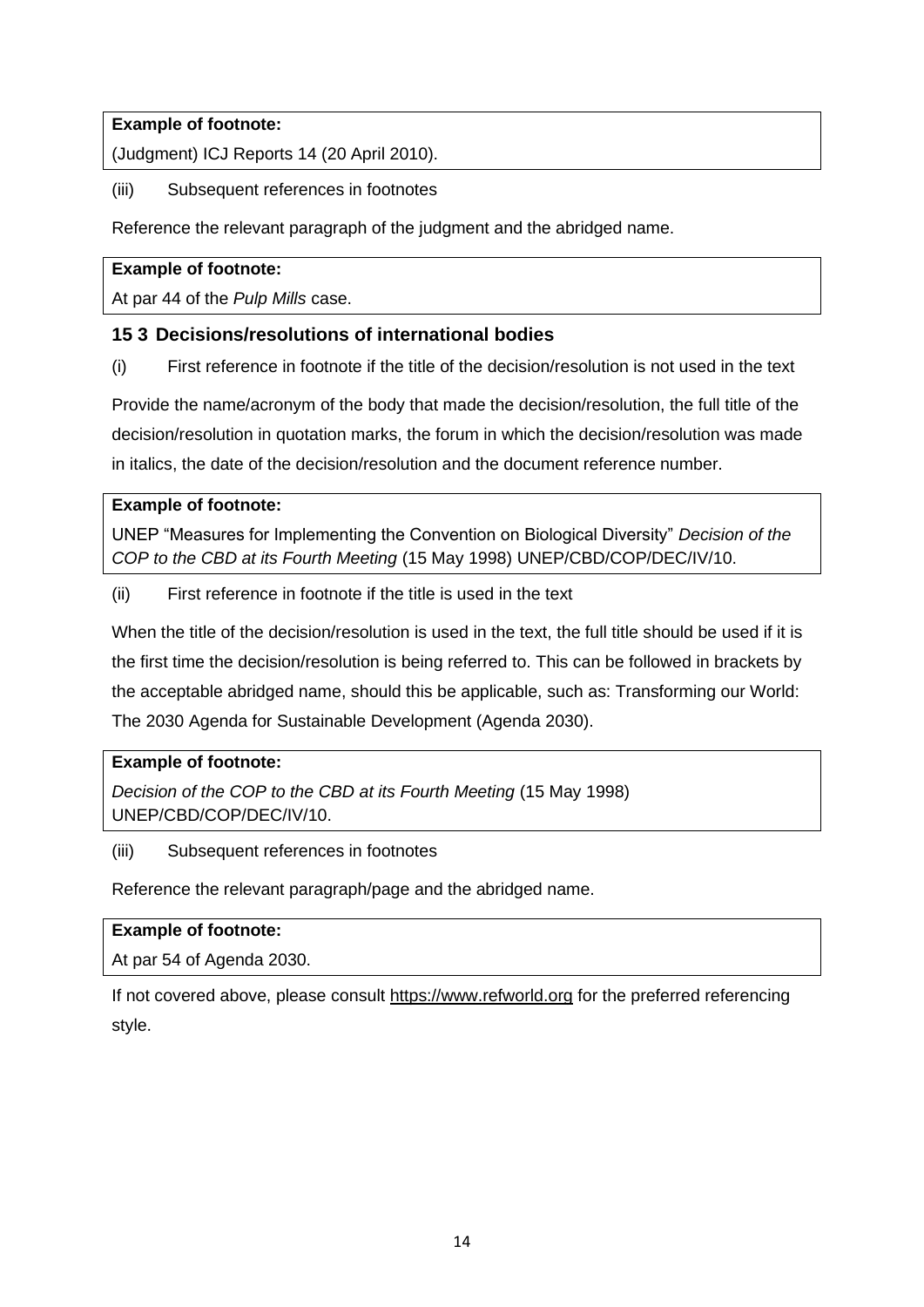**Example of footnote:**
(Judgment) ICJ Reports 14 (20 April 2010).

(iii) Subsequent references in footnotes

Reference the relevant paragraph of the judgment and the abridged name.

**Example of footnote:**
At par 44 of the *Pulp Mills* case.

### 15 3 Decisions/resolutions of international bodies

(i) First reference in footnote if the title of the decision/resolution is not used in the text

Provide the name/acronym of the body that made the decision/resolution, the full title of the decision/resolution in quotation marks, the forum in which the decision/resolution was made in italics, the date of the decision/resolution and the document reference number.

**Example of footnote:**
UNEP "Measures for Implementing the Convention on Biological Diversity" *Decision of the COP to the CBD at its Fourth Meeting* (15 May 1998) UNEP/CBD/COP/DEC/IV/10.

(ii) First reference in footnote if the title is used in the text

When the title of the decision/resolution is used in the text, the full title should be used if it is the first time the decision/resolution is being referred to. This can be followed in brackets by the acceptable abridged name, should this be applicable, such as: Transforming our World: The 2030 Agenda for Sustainable Development (Agenda 2030).

**Example of footnote:**
*Decision of the COP to the CBD at its Fourth Meeting* (15 May 1998) UNEP/CBD/COP/DEC/IV/10.

(iii) Subsequent references in footnotes

Reference the relevant paragraph/page and the abridged name.

**Example of footnote:**
At par 54 of Agenda 2030.

If not covered above, please consult https://www.refworld.org for the preferred referencing style.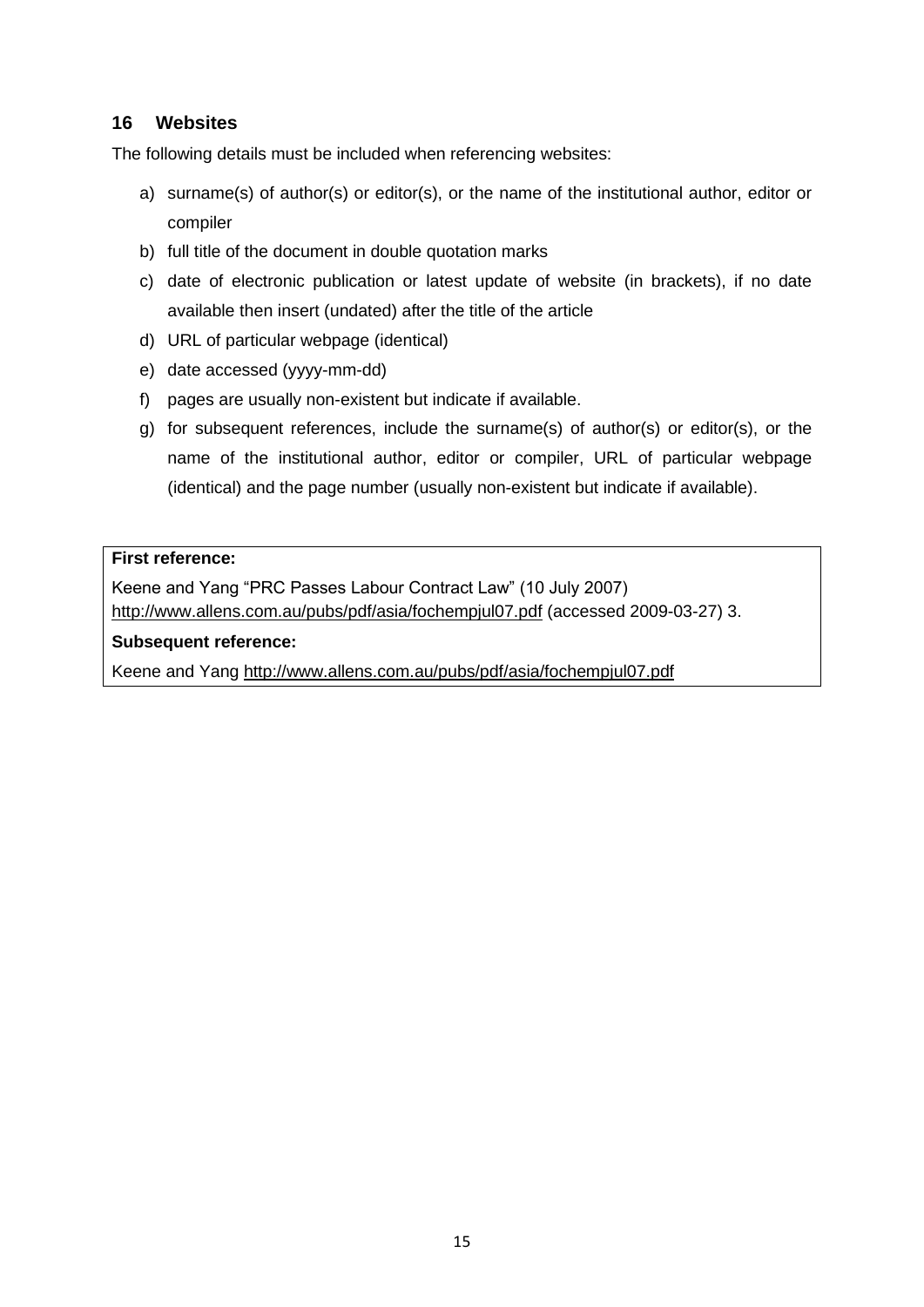## 16 Websites

The following details must be included when referencing websites:

a) surname(s) of author(s) or editor(s), or the name of the institutional author, editor or compiler
b) full title of the document in double quotation marks
c) date of electronic publication or latest update of website (in brackets), if no date available then insert (undated) after the title of the article
d) URL of particular webpage (identical)
e) date accessed (yyyy-mm-dd)
f) pages are usually non-existent but indicate if available.
g) for subsequent references, include the surname(s) of author(s) or editor(s), or the name of the institutional author, editor or compiler, URL of particular webpage (identical) and the page number (usually non-existent but indicate if available).

**First reference:**

Keene and Yang "PRC Passes Labour Contract Law" (10 July 2007) http://www.allens.com.au/pubs/pdf/asia/fochempjul07.pdf (accessed 2009-03-27) 3.

**Subsequent reference:**

Keene and Yang http://www.allens.com.au/pubs/pdf/asia/fochempjul07.pdf